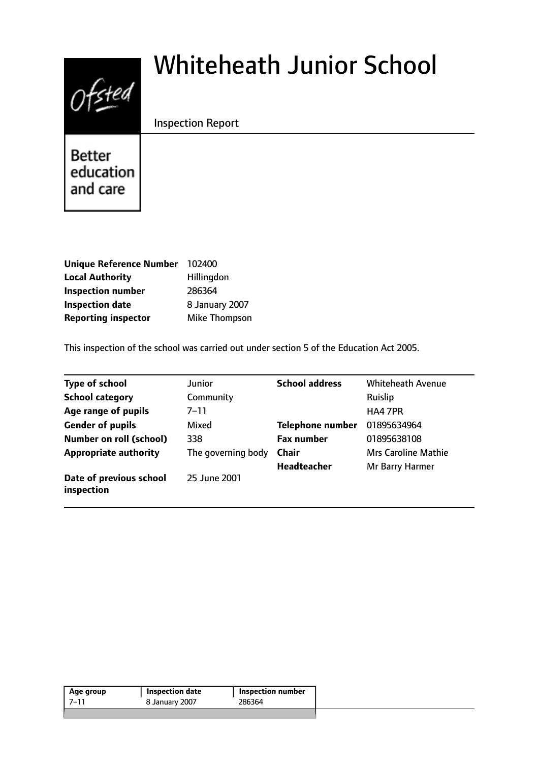# Whiteheath Junior School

Inspection Report

Better education and care

| | |
|---|---|
| **Unique Reference Number** | 102400 |
| **Local Authority** | Hillingdon |
| **Inspection number** | 286364 |
| **Inspection date** | 8 January 2007 |
| **Reporting inspector** | Mike Thompson |

This inspection of the school was carried out under section 5 of the Education Act 2005.

| | | | |
|---|---|---|---|
| **Type of school** | Junior | **School address** | Whiteheath Avenue |
| **School category** | Community | | Ruislip |
| **Age range of pupils** | 7–11 | | HA4 7PR |
| **Gender of pupils** | Mixed | **Telephone number** | 01895634964 |
| **Number on roll (school)** | 338 | **Fax number** | 01895638108 |
| **Appropriate authority** | The governing body | **Chair** | Mrs Caroline Mathie |
| | | **Headteacher** | Mr Barry Harmer |
| **Date of previous school inspection** | 25 June 2001 | | |

| Age group | Inspection date | Inspection number |
|---|---|---|
| 7–11 | 8 January 2007 | 286364 |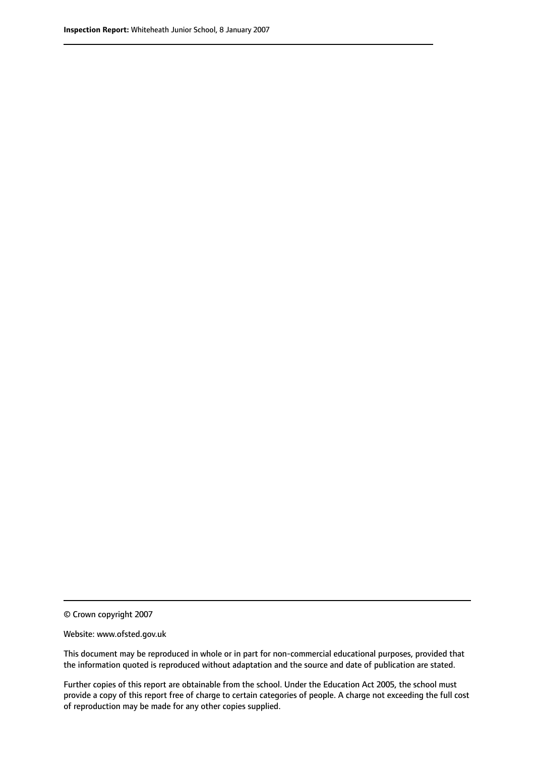© Crown copyright 2007

Website: www.ofsted.gov.uk

This document may be reproduced in whole or in part for non-commercial educational purposes, provided that the information quoted is reproduced without adaptation and the source and date of publication are stated.

Further copies of this report are obtainable from the school. Under the Education Act 2005, the school must provide a copy of this report free of charge to certain categories of people. A charge not exceeding the full cost of reproduction may be made for any other copies supplied.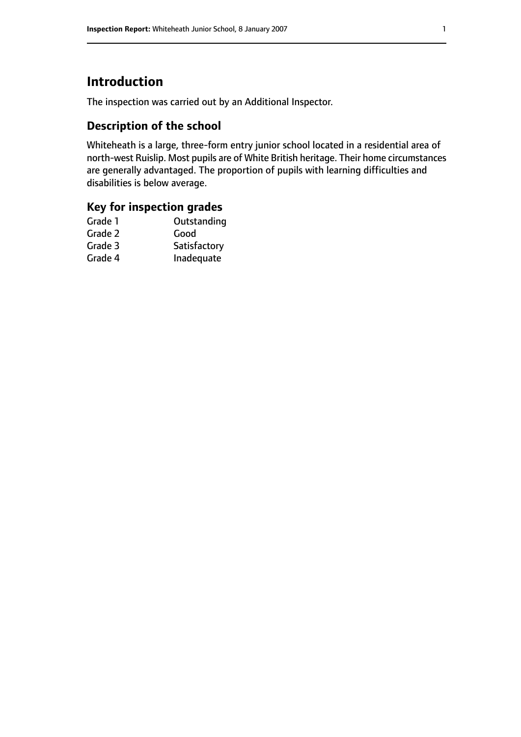## Introduction

The inspection was carried out by an Additional Inspector.

### Description of the school

Whiteheath is a large, three-form entry junior school located in a residential area of north-west Ruislip. Most pupils are of White British heritage. Their home circumstances are generally advantaged. The proportion of pupils with learning difficulties and disabilities is below average.

### Key for inspection grades

| | |
|---|---|
| Grade 1 | Outstanding |
| Grade 2 | Good |
| Grade 3 | Satisfactory |
| Grade 4 | Inadequate |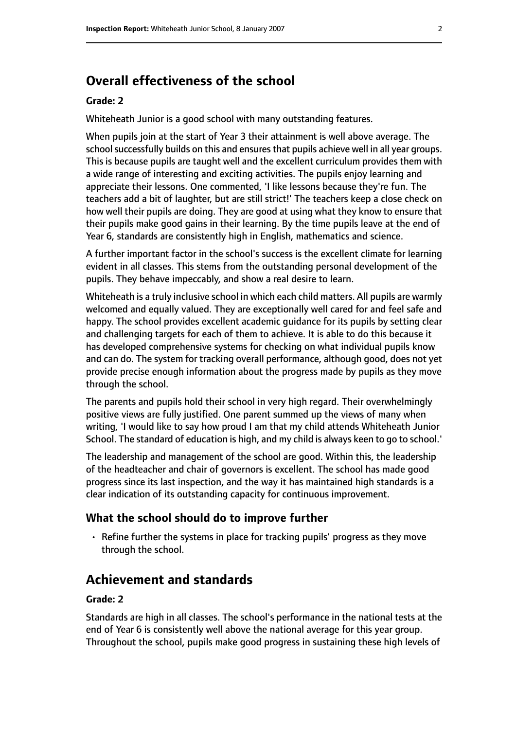## Overall effectiveness of the school

### Grade: 2

Whiteheath Junior is a good school with many outstanding features.

When pupils join at the start of Year 3 their attainment is well above average. The school successfully builds on this and ensures that pupils achieve well in all year groups. This is because pupils are taught well and the excellent curriculum provides them with a wide range of interesting and exciting activities. The pupils enjoy learning and appreciate their lessons. One commented, 'I like lessons because they're fun. The teachers add a bit of laughter, but are still strict!' The teachers keep a close check on how well their pupils are doing. They are good at using what they know to ensure that their pupils make good gains in their learning. By the time pupils leave at the end of Year 6, standards are consistently high in English, mathematics and science.

A further important factor in the school's success is the excellent climate for learning evident in all classes. This stems from the outstanding personal development of the pupils. They behave impeccably, and show a real desire to learn.

Whiteheath is a truly inclusive school in which each child matters. All pupils are warmly welcomed and equally valued. They are exceptionally well cared for and feel safe and happy. The school provides excellent academic guidance for its pupils by setting clear and challenging targets for each of them to achieve. It is able to do this because it has developed comprehensive systems for checking on what individual pupils know and can do. The system for tracking overall performance, although good, does not yet provide precise enough information about the progress made by pupils as they move through the school.

The parents and pupils hold their school in very high regard. Their overwhelmingly positive views are fully justified. One parent summed up the views of many when writing, 'I would like to say how proud I am that my child attends Whiteheath Junior School. The standard of education is high, and my child is always keen to go to school.'

The leadership and management of the school are good. Within this, the leadership of the headteacher and chair of governors is excellent. The school has made good progress since its last inspection, and the way it has maintained high standards is a clear indication of its outstanding capacity for continuous improvement.

### What the school should do to improve further

- Refine further the systems in place for tracking pupils' progress as they move through the school.

## Achievement and standards

### Grade: 2

Standards are high in all classes. The school's performance in the national tests at the end of Year 6 is consistently well above the national average for this year group. Throughout the school, pupils make good progress in sustaining these high levels of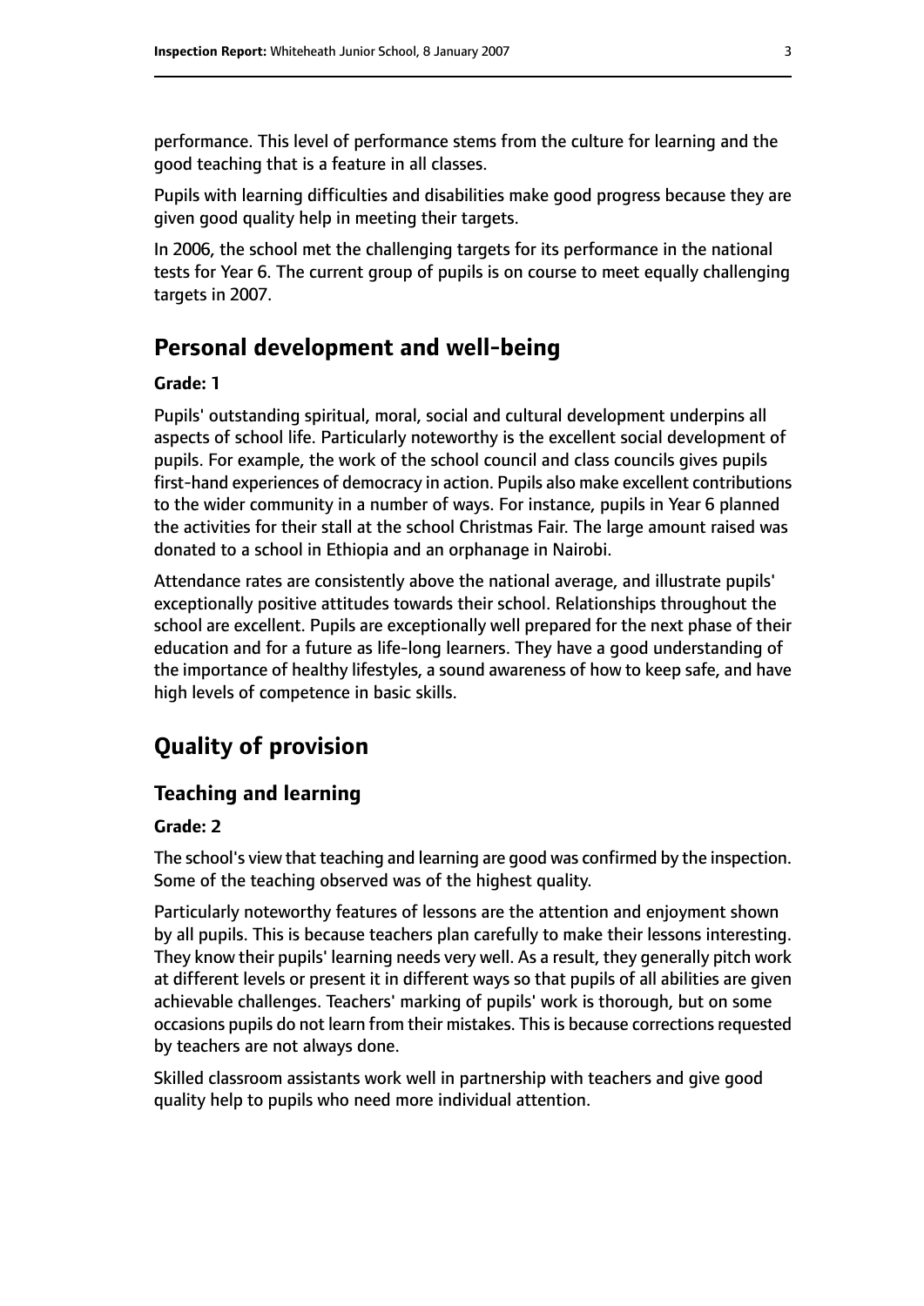performance. This level of performance stems from the culture for learning and the good teaching that is a feature in all classes.

Pupils with learning difficulties and disabilities make good progress because they are given good quality help in meeting their targets.

In 2006, the school met the challenging targets for its performance in the national tests for Year 6. The current group of pupils is on course to meet equally challenging targets in 2007.

## Personal development and well-being

**Grade: 1**

Pupils' outstanding spiritual, moral, social and cultural development underpins all aspects of school life. Particularly noteworthy is the excellent social development of pupils. For example, the work of the school council and class councils gives pupils first-hand experiences of democracy in action. Pupils also make excellent contributions to the wider community in a number of ways. For instance, pupils in Year 6 planned the activities for their stall at the school Christmas Fair. The large amount raised was donated to a school in Ethiopia and an orphanage in Nairobi.

Attendance rates are consistently above the national average, and illustrate pupils' exceptionally positive attitudes towards their school. Relationships throughout the school are excellent. Pupils are exceptionally well prepared for the next phase of their education and for a future as life-long learners. They have a good understanding of the importance of healthy lifestyles, a sound awareness of how to keep safe, and have high levels of competence in basic skills.

## Quality of provision

### Teaching and learning

**Grade: 2**

The school's view that teaching and learning are good was confirmed by the inspection. Some of the teaching observed was of the highest quality.

Particularly noteworthy features of lessons are the attention and enjoyment shown by all pupils. This is because teachers plan carefully to make their lessons interesting. They know their pupils' learning needs very well. As a result, they generally pitch work at different levels or present it in different ways so that pupils of all abilities are given achievable challenges. Teachers' marking of pupils' work is thorough, but on some occasions pupils do not learn from their mistakes. This is because corrections requested by teachers are not always done.

Skilled classroom assistants work well in partnership with teachers and give good quality help to pupils who need more individual attention.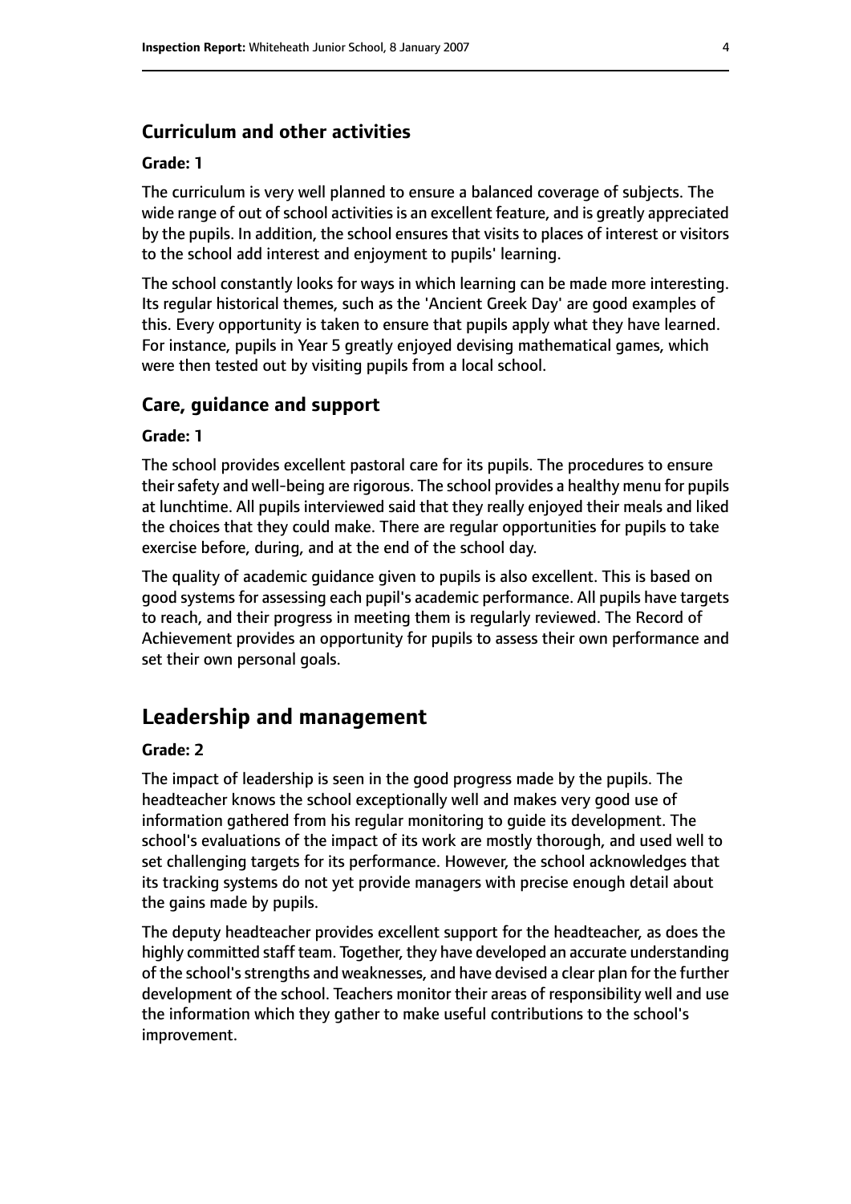### Curriculum and other activities

#### Grade: 1

The curriculum is very well planned to ensure a balanced coverage of subjects. The wide range of out of school activities is an excellent feature, and is greatly appreciated by the pupils. In addition, the school ensures that visits to places of interest or visitors to the school add interest and enjoyment to pupils' learning.

The school constantly looks for ways in which learning can be made more interesting. Its regular historical themes, such as the 'Ancient Greek Day' are good examples of this. Every opportunity is taken to ensure that pupils apply what they have learned. For instance, pupils in Year 5 greatly enjoyed devising mathematical games, which were then tested out by visiting pupils from a local school.

### Care, guidance and support

#### Grade: 1

The school provides excellent pastoral care for its pupils. The procedures to ensure their safety and well-being are rigorous. The school provides a healthy menu for pupils at lunchtime. All pupils interviewed said that they really enjoyed their meals and liked the choices that they could make. There are regular opportunities for pupils to take exercise before, during, and at the end of the school day.

The quality of academic guidance given to pupils is also excellent. This is based on good systems for assessing each pupil's academic performance. All pupils have targets to reach, and their progress in meeting them is regularly reviewed. The Record of Achievement provides an opportunity for pupils to assess their own performance and set their own personal goals.

## Leadership and management

#### Grade: 2

The impact of leadership is seen in the good progress made by the pupils. The headteacher knows the school exceptionally well and makes very good use of information gathered from his regular monitoring to guide its development. The school's evaluations of the impact of its work are mostly thorough, and used well to set challenging targets for its performance. However, the school acknowledges that its tracking systems do not yet provide managers with precise enough detail about the gains made by pupils.

The deputy headteacher provides excellent support for the headteacher, as does the highly committed staff team. Together, they have developed an accurate understanding of the school's strengths and weaknesses, and have devised a clear plan for the further development of the school. Teachers monitor their areas of responsibility well and use the information which they gather to make useful contributions to the school's improvement.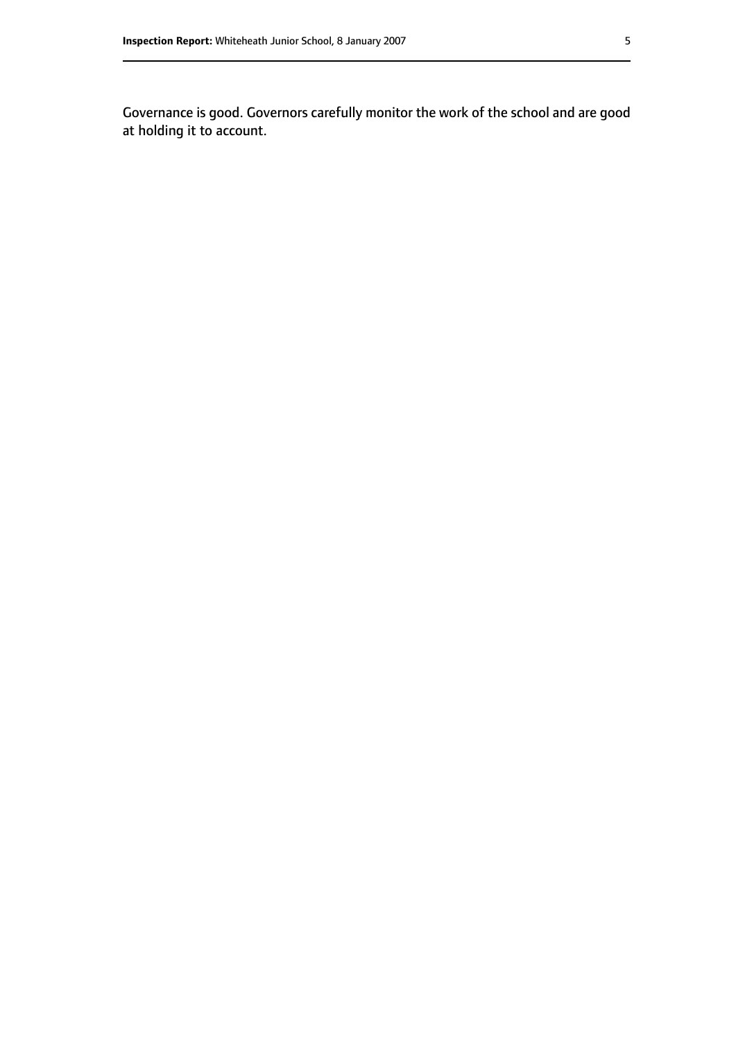Governance is good. Governors carefully monitor the work of the school and are good at holding it to account.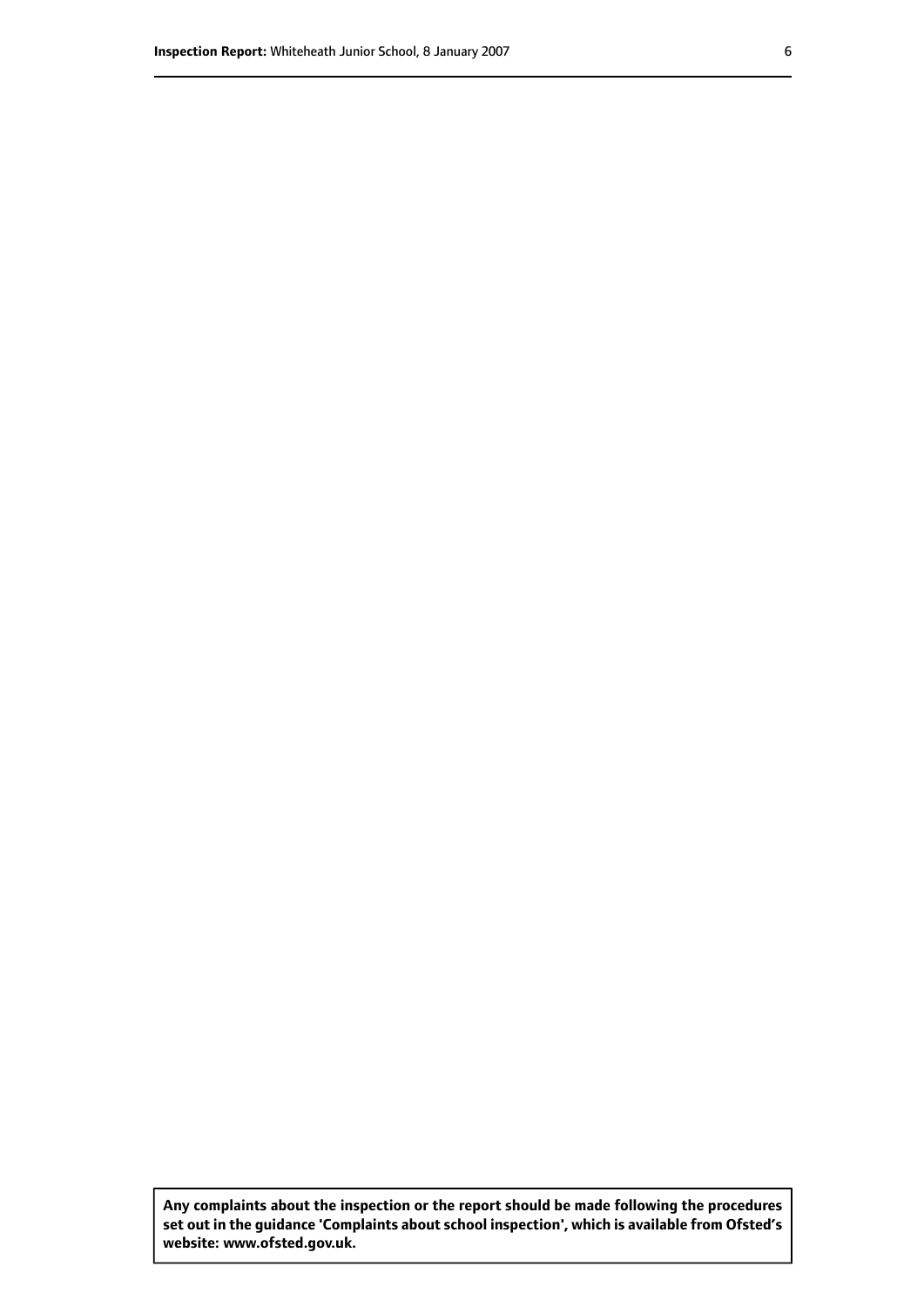**Any complaints about the inspection or the report should be made following the procedures set out in the guidance 'Complaints about school inspection', which is available from Ofsted's website: www.ofsted.gov.uk.**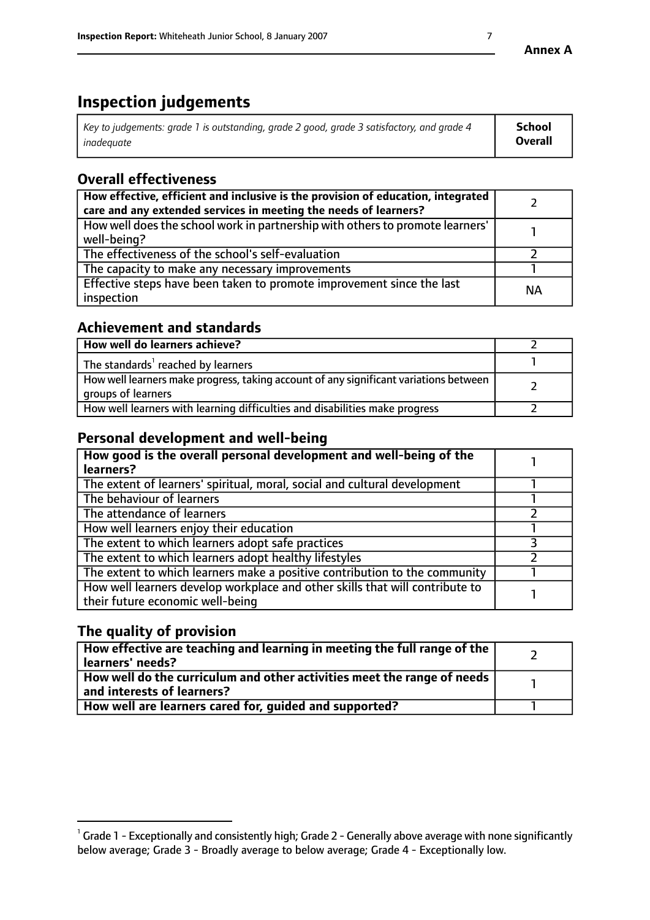**Annex A**

# Inspection judgements

| *Key to judgements: grade 1 is outstanding, grade 2 good, grade 3 satisfactory, and grade 4 inadequate* | **School Overall** |
|---|---|

## Overall effectiveness

| | |
|---|---|
| **How effective, efficient and inclusive is the provision of education, integrated care and any extended services in meeting the needs of learners?** | 2 |
| How well does the school work in partnership with others to promote learners' well-being? | 1 |
| The effectiveness of the school's self-evaluation | 2 |
| The capacity to make any necessary improvements | 1 |
| Effective steps have been taken to promote improvement since the last inspection | NA |

## Achievement and standards

| | |
|---|---|
| **How well do learners achieve?** | 2 |
| The standards[1] reached by learners | 1 |
| How well learners make progress, taking account of any significant variations between groups of learners | 2 |
| How well learners with learning difficulties and disabilities make progress | 2 |

## Personal development and well-being

| | |
|---|---|
| **How good is the overall personal development and well-being of the learners?** | 1 |
| The extent of learners' spiritual, moral, social and cultural development | 1 |
| The behaviour of learners | 1 |
| The attendance of learners | 2 |
| How well learners enjoy their education | 1 |
| The extent to which learners adopt safe practices | 3 |
| The extent to which learners adopt healthy lifestyles | 2 |
| The extent to which learners make a positive contribution to the community | 1 |
| How well learners develop workplace and other skills that will contribute to their future economic well-being | 1 |

## The quality of provision

| | |
|---|---|
| **How effective are teaching and learning in meeting the full range of the learners' needs?** | 2 |
| **How well do the curriculum and other activities meet the range of needs and interests of learners?** | 1 |
| **How well are learners cared for, guided and supported?** | 1 |

[1] Grade 1 - Exceptionally and consistently high; Grade 2 - Generally above average with none significantly below average; Grade 3 - Broadly average to below average; Grade 4 - Exceptionally low.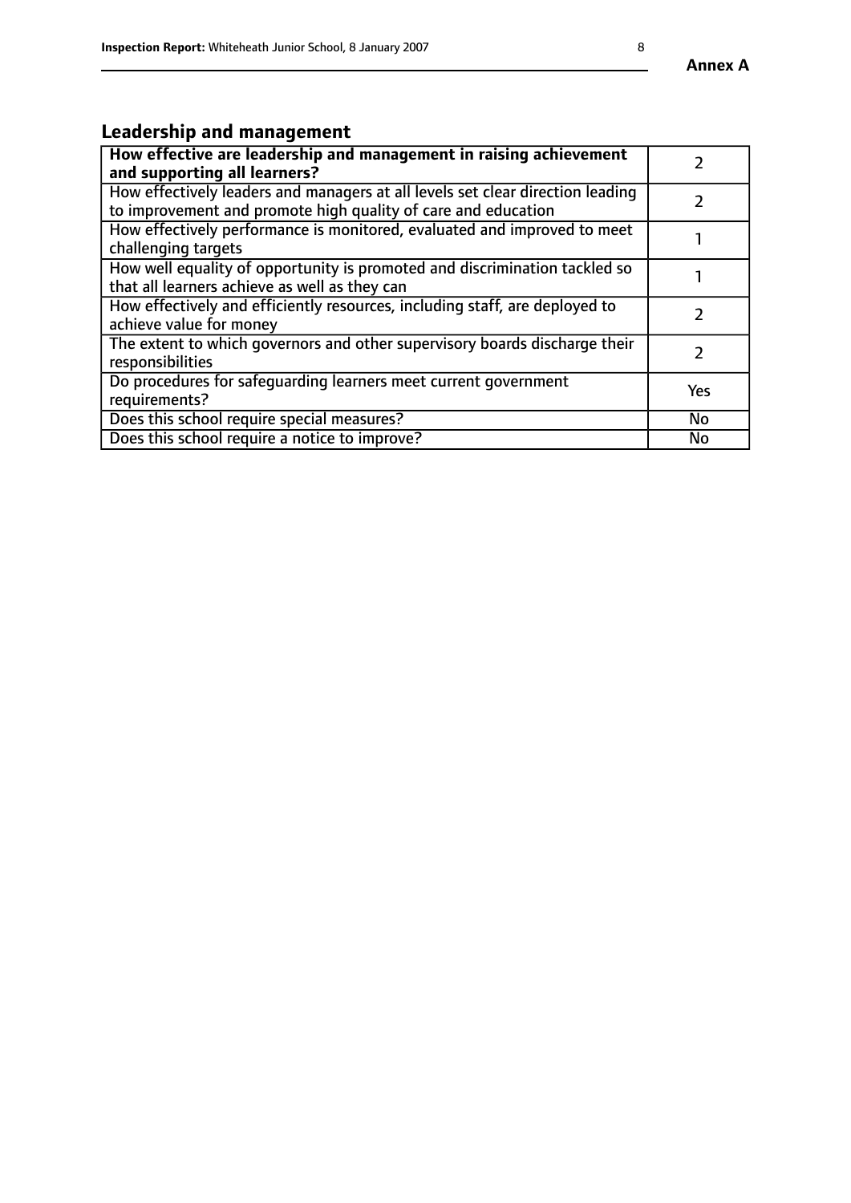## Leadership and management

| **How effective are leadership and management in raising achievement and supporting all learners?** | 2 |
|---|---|
| How effectively leaders and managers at all levels set clear direction leading to improvement and promote high quality of care and education | 2 |
| How effectively performance is monitored, evaluated and improved to meet challenging targets | 1 |
| How well equality of opportunity is promoted and discrimination tackled so that all learners achieve as well as they can | 1 |
| How effectively and efficiently resources, including staff, are deployed to achieve value for money | 2 |
| The extent to which governors and other supervisory boards discharge their responsibilities | 2 |
| Do procedures for safeguarding learners meet current government requirements? | Yes |
| Does this school require special measures? | No |
| Does this school require a notice to improve? | No |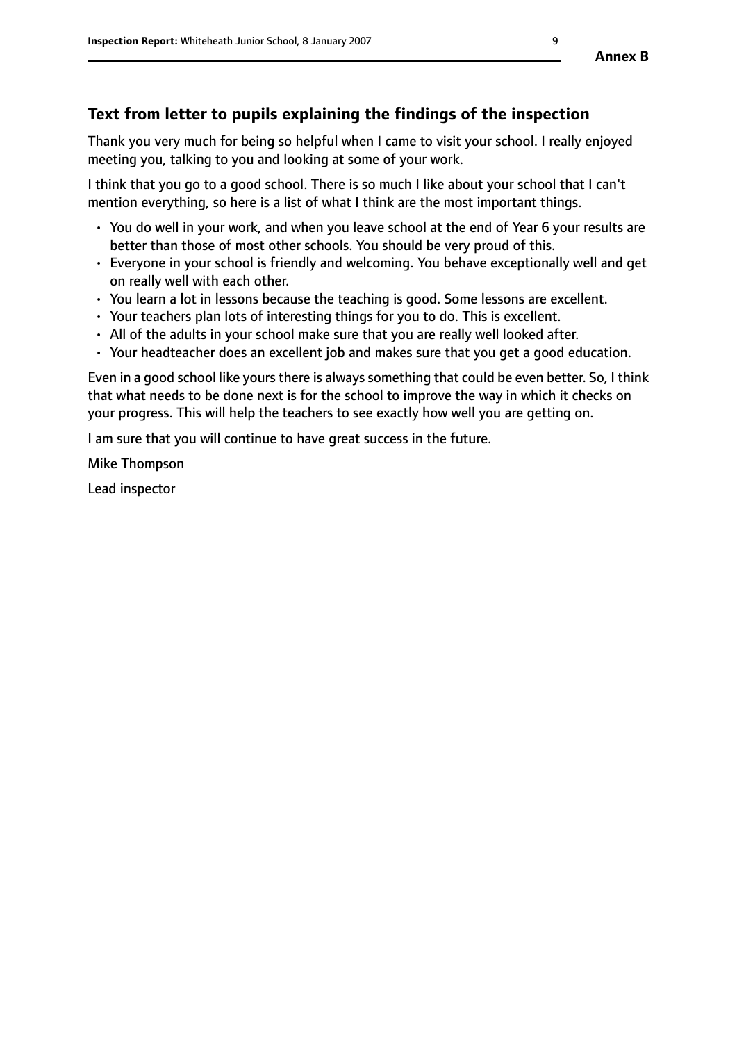## Text from letter to pupils explaining the findings of the inspection

Thank you very much for being so helpful when I came to visit your school. I really enjoyed meeting you, talking to you and looking at some of your work.

I think that you go to a good school. There is so much I like about your school that I can't mention everything, so here is a list of what I think are the most important things.

- You do well in your work, and when you leave school at the end of Year 6 your results are better than those of most other schools. You should be very proud of this.
- Everyone in your school is friendly and welcoming. You behave exceptionally well and get on really well with each other.
- You learn a lot in lessons because the teaching is good. Some lessons are excellent.
- Your teachers plan lots of interesting things for you to do. This is excellent.
- All of the adults in your school make sure that you are really well looked after.
- Your headteacher does an excellent job and makes sure that you get a good education.

Even in a good school like yours there is always something that could be even better. So, I think that what needs to be done next is for the school to improve the way in which it checks on your progress. This will help the teachers to see exactly how well you are getting on.

I am sure that you will continue to have great success in the future.

Mike Thompson

Lead inspector